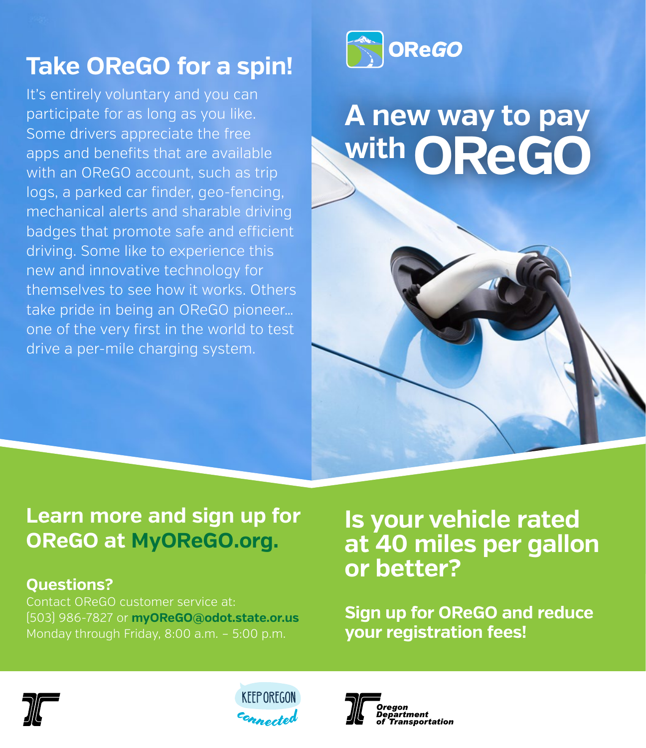## Take OReGO for a spin!

It's entirely voluntary and you can participate for as long as you like. Some drivers appreciate the free apps and benefits that are available with an OReGO account, such as trip logs, a parked car finder, geo-fencing, mechanical alerts and sharable driving badges that promote safe and efficient driving. Some like to experience this new and innovative technology for themselves to see how it works. Others take pride in being an OReGO pioneer... one of the very first in the world to test drive a per-mile charging system.

## Learn more and sign up for OReGO at MyOReGO.org.

### Questions?

Contact OReGO customer service at:
(503) 986-7827 or **myOReGO@odot.state.or.us**
Monday through Friday, 8:00 a.m. – 5:00 p.m.

OReGO

# A new way to pay with OReGO

## Is your vehicle rated at 40 miles per gallon or better?

**Sign up for OReGO and reduce your registration fees!**

KEEP OREGON *connected*

Oregon Department of Transportation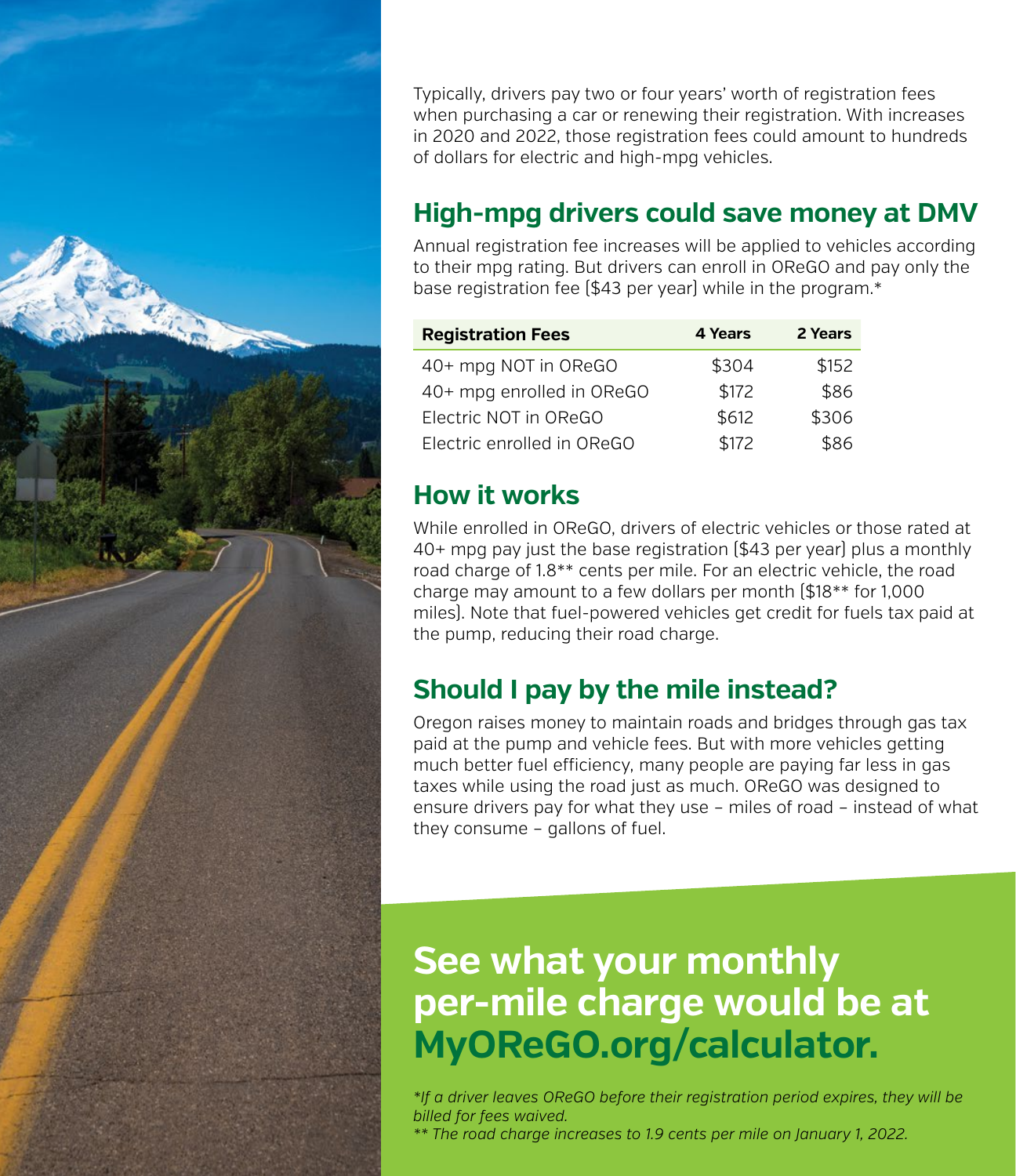Typically, drivers pay two or four years' worth of registration fees when purchasing a car or renewing their registration. With increases in 2020 and 2022, those registration fees could amount to hundreds of dollars for electric and high-mpg vehicles.

## High-mpg drivers could save money at DMV

Annual registration fee increases will be applied to vehicles according to their mpg rating. But drivers can enroll in OReGO and pay only the base registration fee ($43 per year) while in the program.*

| Registration Fees | 4 Years | 2 Years |
|---|---|---|
| 40+ mpg NOT in OReGO | $304 | $152 |
| 40+ mpg enrolled in OReGO | $172 | $86 |
| Electric NOT in OReGO | $612 | $306 |
| Electric enrolled in OReGO | $172 | $86 |

## How it works

While enrolled in OReGO, drivers of electric vehicles or those rated at 40+ mpg pay just the base registration ($43 per year) plus a monthly road charge of 1.8** cents per mile. For an electric vehicle, the road charge may amount to a few dollars per month ($18** for 1,000 miles). Note that fuel-powered vehicles get credit for fuels tax paid at the pump, reducing their road charge.

## Should I pay by the mile instead?

Oregon raises money to maintain roads and bridges through gas tax paid at the pump and vehicle fees. But with more vehicles getting much better fuel efficiency, many people are paying far less in gas taxes while using the road just as much. OReGO was designed to ensure drivers pay for what they use – miles of road – instead of what they consume – gallons of fuel.

# See what your monthly per-mile charge would be at MyOReGO.org/calculator.

*\*If a driver leaves OReGO before their registration period expires, they will be billed for fees waived.*

*\*\* The road charge increases to 1.9 cents per mile on January 1, 2022.*